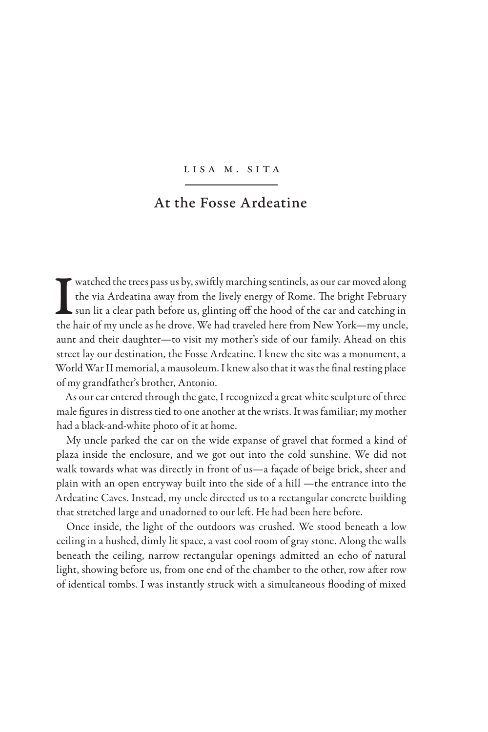LISA M. SITA

# At the Fosse Ardeatine

I watched the trees pass us by, swiftly marching sentinels, as our car moved along the via Ardeatina away from the lively energy of Rome. The bright February sun lit a clear path before us, glinting off the hood of the car and catching in the hair of my uncle as he drove. We had traveled here from New York—my uncle, aunt and their daughter—to visit my mother's side of our family. Ahead on this street lay our destination, the Fosse Ardeatine. I knew the site was a monument, a World War II memorial, a mausoleum. I knew also that it was the final resting place of my grandfather's brother, Antonio.

As our car entered through the gate, I recognized a great white sculpture of three male figures in distress tied to one another at the wrists. It was familiar; my mother had a black-and-white photo of it at home.

My uncle parked the car on the wide expanse of gravel that formed a kind of plaza inside the enclosure, and we got out into the cold sunshine. We did not walk towards what was directly in front of us—a façade of beige brick, sheer and plain with an open entryway built into the side of a hill —the entrance into the Ardeatine Caves. Instead, my uncle directed us to a rectangular concrete building that stretched large and unadorned to our left. He had been here before.

Once inside, the light of the outdoors was crushed. We stood beneath a low ceiling in a hushed, dimly lit space, a vast cool room of gray stone. Along the walls beneath the ceiling, narrow rectangular openings admitted an echo of natural light, showing before us, from one end of the chamber to the other, row after row of identical tombs. I was instantly struck with a simultaneous flooding of mixed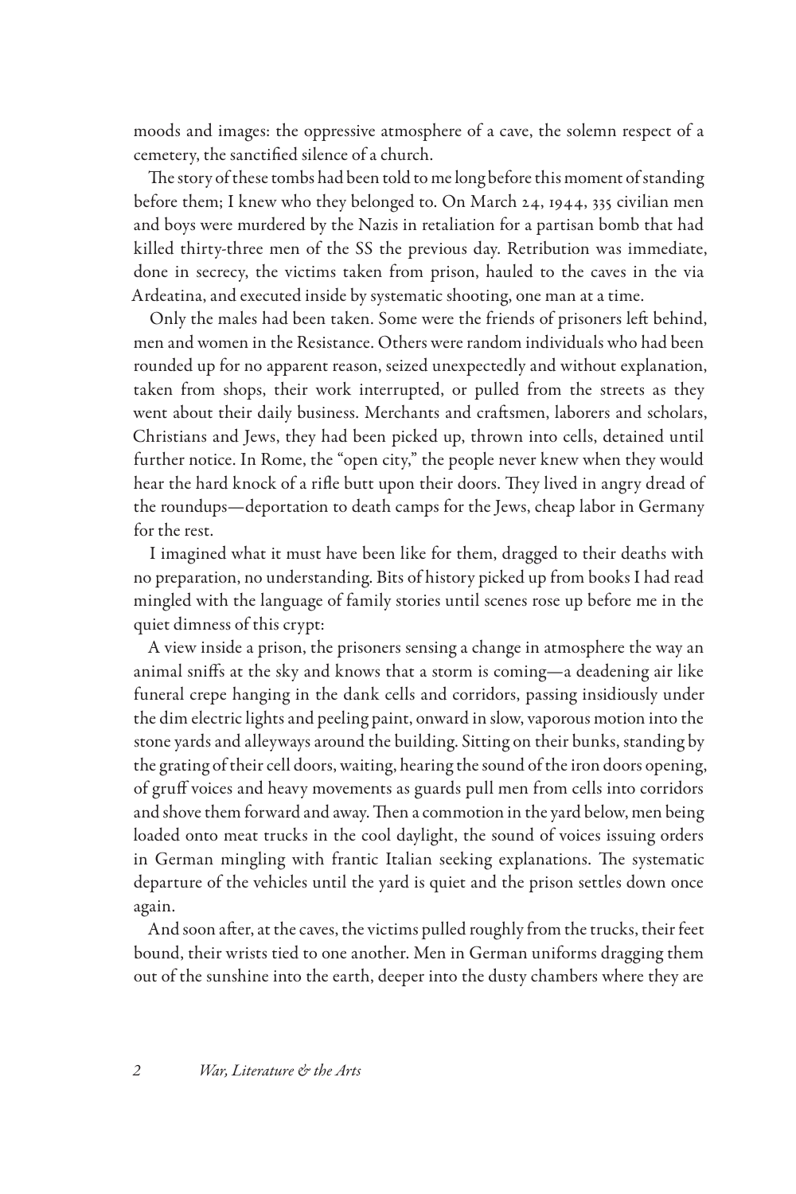moods and images: the oppressive atmosphere of a cave, the solemn respect of a cemetery, the sanctified silence of a church.

The story of these tombs had been told to me long before this moment of standing before them; I knew who they belonged to. On March 24, 1944, 335 civilian men and boys were murdered by the Nazis in retaliation for a partisan bomb that had killed thirty-three men of the SS the previous day. Retribution was immediate, done in secrecy, the victims taken from prison, hauled to the caves in the via Ardeatina, and executed inside by systematic shooting, one man at a time.

Only the males had been taken. Some were the friends of prisoners left behind, men and women in the Resistance. Others were random individuals who had been rounded up for no apparent reason, seized unexpectedly and without explanation, taken from shops, their work interrupted, or pulled from the streets as they went about their daily business. Merchants and craftsmen, laborers and scholars, Christians and Jews, they had been picked up, thrown into cells, detained until further notice. In Rome, the "open city," the people never knew when they would hear the hard knock of a rifle butt upon their doors. They lived in angry dread of the roundups—deportation to death camps for the Jews, cheap labor in Germany for the rest.

I imagined what it must have been like for them, dragged to their deaths with no preparation, no understanding. Bits of history picked up from books I had read mingled with the language of family stories until scenes rose up before me in the quiet dimness of this crypt:

A view inside a prison, the prisoners sensing a change in atmosphere the way an animal sniffs at the sky and knows that a storm is coming—a deadening air like funeral crepe hanging in the dank cells and corridors, passing insidiously under the dim electric lights and peeling paint, onward in slow, vaporous motion into the stone yards and alleyways around the building. Sitting on their bunks, standing by the grating of their cell doors, waiting, hearing the sound of the iron doors opening, of gruff voices and heavy movements as guards pull men from cells into corridors and shove them forward and away. Then a commotion in the yard below, men being loaded onto meat trucks in the cool daylight, the sound of voices issuing orders in German mingling with frantic Italian seeking explanations. The systematic departure of the vehicles until the yard is quiet and the prison settles down once again.

And soon after, at the caves, the victims pulled roughly from the trucks, their feet bound, their wrists tied to one another. Men in German uniforms dragging them out of the sunshine into the earth, deeper into the dusty chambers where they are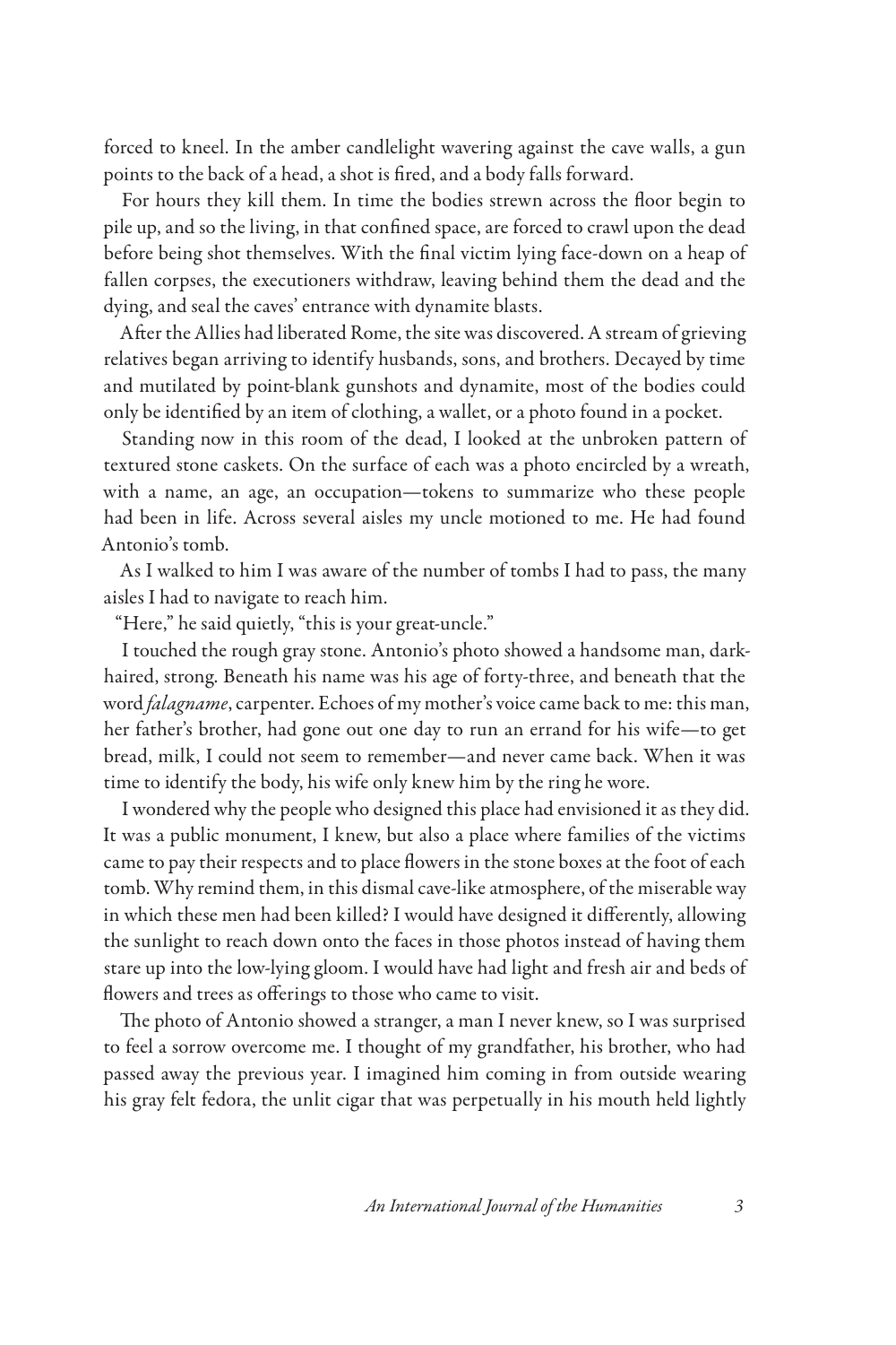forced to kneel. In the amber candlelight wavering against the cave walls, a gun points to the back of a head, a shot is fired, and a body falls forward.

For hours they kill them. In time the bodies strewn across the floor begin to pile up, and so the living, in that confined space, are forced to crawl upon the dead before being shot themselves. With the final victim lying face-down on a heap of fallen corpses, the executioners withdraw, leaving behind them the dead and the dying, and seal the caves' entrance with dynamite blasts.

After the Allies had liberated Rome, the site was discovered. A stream of grieving relatives began arriving to identify husbands, sons, and brothers. Decayed by time and mutilated by point-blank gunshots and dynamite, most of the bodies could only be identified by an item of clothing, a wallet, or a photo found in a pocket.

Standing now in this room of the dead, I looked at the unbroken pattern of textured stone caskets. On the surface of each was a photo encircled by a wreath, with a name, an age, an occupation—tokens to summarize who these people had been in life. Across several aisles my uncle motioned to me. He had found Antonio's tomb.

As I walked to him I was aware of the number of tombs I had to pass, the many aisles I had to navigate to reach him.

"Here," he said quietly, "this is your great-uncle."

I touched the rough gray stone. Antonio's photo showed a handsome man, dark-haired, strong. Beneath his name was his age of forty-three, and beneath that the word *falagname*, carpenter. Echoes of my mother's voice came back to me: this man, her father's brother, had gone out one day to run an errand for his wife—to get bread, milk, I could not seem to remember—and never came back. When it was time to identify the body, his wife only knew him by the ring he wore.

I wondered why the people who designed this place had envisioned it as they did. It was a public monument, I knew, but also a place where families of the victims came to pay their respects and to place flowers in the stone boxes at the foot of each tomb. Why remind them, in this dismal cave-like atmosphere, of the miserable way in which these men had been killed? I would have designed it differently, allowing the sunlight to reach down onto the faces in those photos instead of having them stare up into the low-lying gloom. I would have had light and fresh air and beds of flowers and trees as offerings to those who came to visit.

The photo of Antonio showed a stranger, a man I never knew, so I was surprised to feel a sorrow overcome me. I thought of my grandfather, his brother, who had passed away the previous year. I imagined him coming in from outside wearing his gray felt fedora, the unlit cigar that was perpetually in his mouth held lightly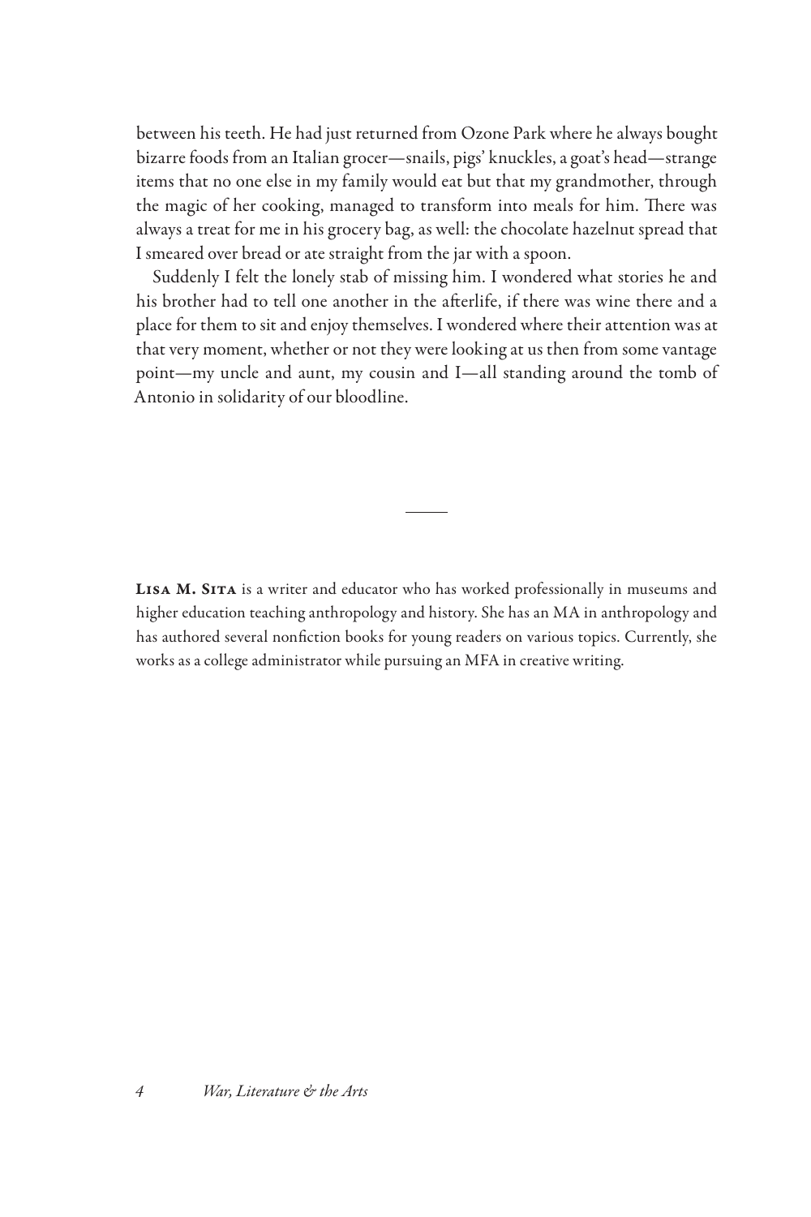between his teeth. He had just returned from Ozone Park where he always bought bizarre foods from an Italian grocer—snails, pigs' knuckles, a goat's head—strange items that no one else in my family would eat but that my grandmother, through the magic of her cooking, managed to transform into meals for him. There was always a treat for me in his grocery bag, as well: the chocolate hazelnut spread that I smeared over bread or ate straight from the jar with a spoon.

Suddenly I felt the lonely stab of missing him. I wondered what stories he and his brother had to tell one another in the afterlife, if there was wine there and a place for them to sit and enjoy themselves. I wondered where their attention was at that very moment, whether or not they were looking at us then from some vantage point—my uncle and aunt, my cousin and I—all standing around the tomb of Antonio in solidarity of our bloodline.

---

**Lisa M. Sita** is a writer and educator who has worked professionally in museums and higher education teaching anthropology and history. She has an MA in anthropology and has authored several nonfiction books for young readers on various topics. Currently, she works as a college administrator while pursuing an MFA in creative writing.